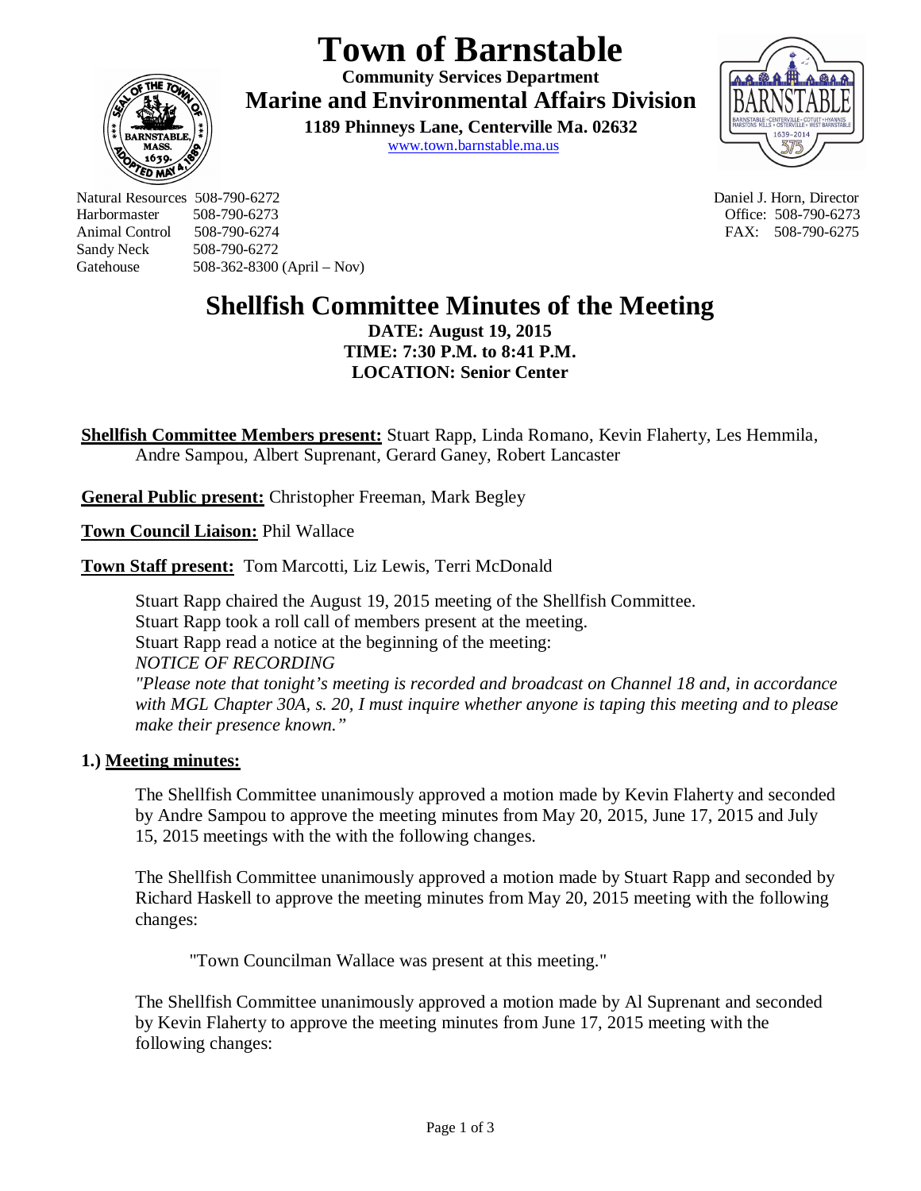# Town of Barnstable

**Community Services Department**

**Marine and Environmental Affairs Division**

**1189 Phinneys Lane, Centerville Ma. 02632**

www.town.barnstable.ma.us

Natural Resources 508-790-6272
Harbormaster 508-790-6273
Animal Control 508-790-6274
Sandy Neck 508-790-6272
Gatehouse 508-362-8300 (April – Nov)

Daniel J. Horn, Director
Office: 508-790-6273
FAX: 508-790-6275

## Shellfish Committee Minutes of the Meeting

**DATE: August 19, 2015**
**TIME: 7:30 P.M. to 8:41 P.M.**
**LOCATION: Senior Center**

**Shellfish Committee Members present:** Stuart Rapp, Linda Romano, Kevin Flaherty, Les Hemmila, Andre Sampou, Albert Suprenant, Gerard Ganey, Robert Lancaster

**General Public present:** Christopher Freeman, Mark Begley

**Town Council Liaison:** Phil Wallace

**Town Staff present:** Tom Marcotti, Liz Lewis, Terri McDonald

Stuart Rapp chaired the August 19, 2015 meeting of the Shellfish Committee.
Stuart Rapp took a roll call of members present at the meeting.
Stuart Rapp read a notice at the beginning of the meeting:
*NOTICE OF RECORDING*
*"Please note that tonight's meeting is recorded and broadcast on Channel 18 and, in accordance with MGL Chapter 30A, s. 20, I must inquire whether anyone is taping this meeting and to please make their presence known."*

### 1.) Meeting minutes:

The Shellfish Committee unanimously approved a motion made by Kevin Flaherty and seconded by Andre Sampou to approve the meeting minutes from May 20, 2015, June 17, 2015 and July 15, 2015 meetings with the with the following changes.

The Shellfish Committee unanimously approved a motion made by Stuart Rapp and seconded by Richard Haskell to approve the meeting minutes from May 20, 2015 meeting with the following changes:

"Town Councilman Wallace was present at this meeting."

The Shellfish Committee unanimously approved a motion made by Al Suprenant and seconded by Kevin Flaherty to approve the meeting minutes from June 17, 2015 meeting with the following changes: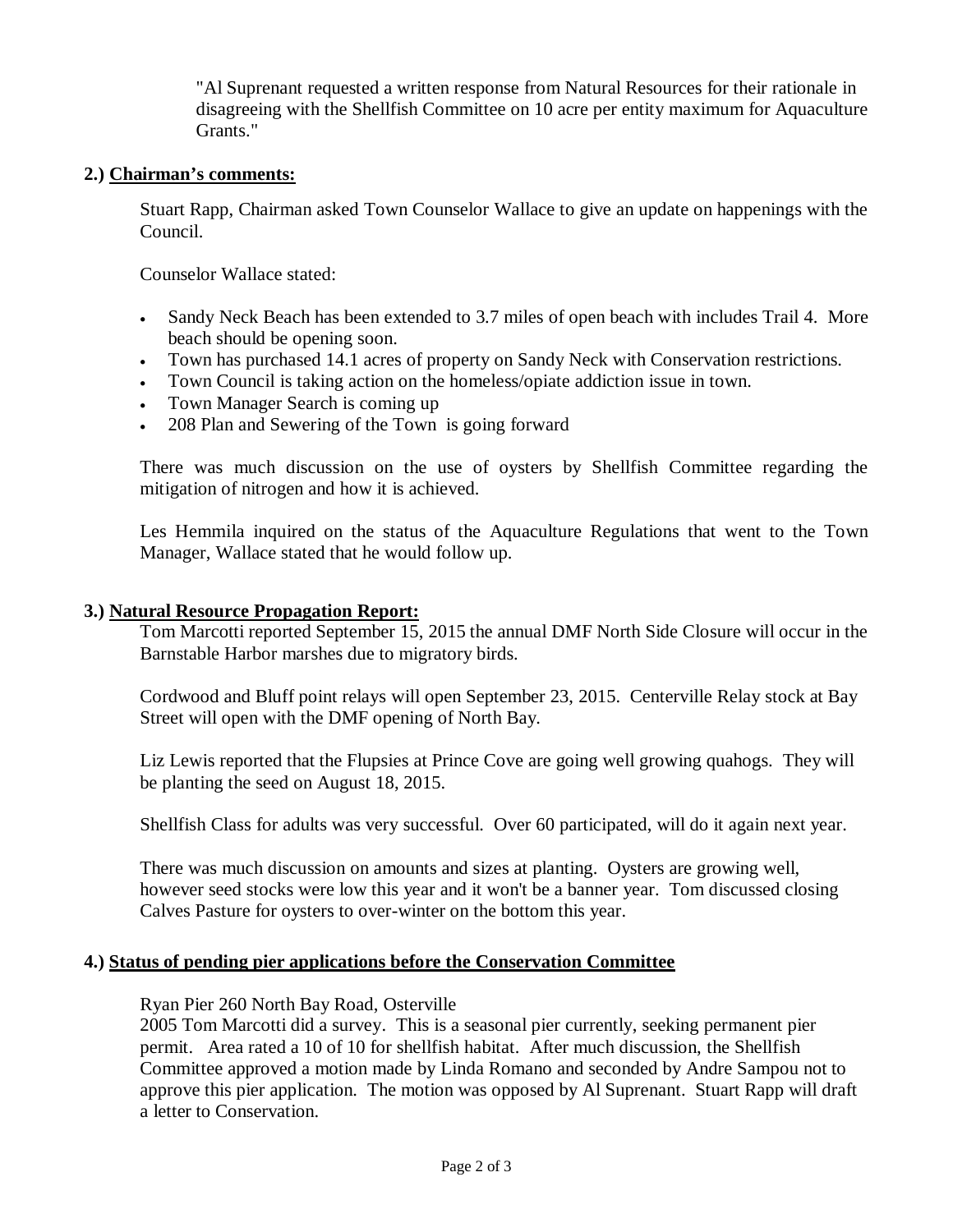"Al Suprenant requested a written response from Natural Resources for their rationale in disagreeing with the Shellfish Committee on 10 acre per entity maximum for Aquaculture Grants."

**2.) <u>Chairman's comments:</u>**

Stuart Rapp, Chairman asked Town Counselor Wallace to give an update on happenings with the Council.

Counselor Wallace stated:

- Sandy Neck Beach has been extended to 3.7 miles of open beach with includes Trail 4. More beach should be opening soon.
- Town has purchased 14.1 acres of property on Sandy Neck with Conservation restrictions.
- Town Council is taking action on the homeless/opiate addiction issue in town.
- Town Manager Search is coming up
- 208 Plan and Sewering of the Town is going forward

There was much discussion on the use of oysters by Shellfish Committee regarding the mitigation of nitrogen and how it is achieved.

Les Hemmila inquired on the status of the Aquaculture Regulations that went to the Town Manager, Wallace stated that he would follow up.

**3.) <u>Natural Resource Propagation Report:</u>**

Tom Marcotti reported September 15, 2015 the annual DMF North Side Closure will occur in the Barnstable Harbor marshes due to migratory birds.

Cordwood and Bluff point relays will open September 23, 2015. Centerville Relay stock at Bay Street will open with the DMF opening of North Bay.

Liz Lewis reported that the Flupsies at Prince Cove are going well growing quahogs. They will be planting the seed on August 18, 2015.

Shellfish Class for adults was very successful. Over 60 participated, will do it again next year.

There was much discussion on amounts and sizes at planting. Oysters are growing well, however seed stocks were low this year and it won't be a banner year. Tom discussed closing Calves Pasture for oysters to over-winter on the bottom this year.

**4.) <u>Status of pending pier applications before the Conservation Committee</u>**

Ryan Pier 260 North Bay Road, Osterville
2005 Tom Marcotti did a survey. This is a seasonal pier currently, seeking permanent pier permit. Area rated a 10 of 10 for shellfish habitat. After much discussion, the Shellfish Committee approved a motion made by Linda Romano and seconded by Andre Sampou not to approve this pier application. The motion was opposed by Al Suprenant. Stuart Rapp will draft a letter to Conservation.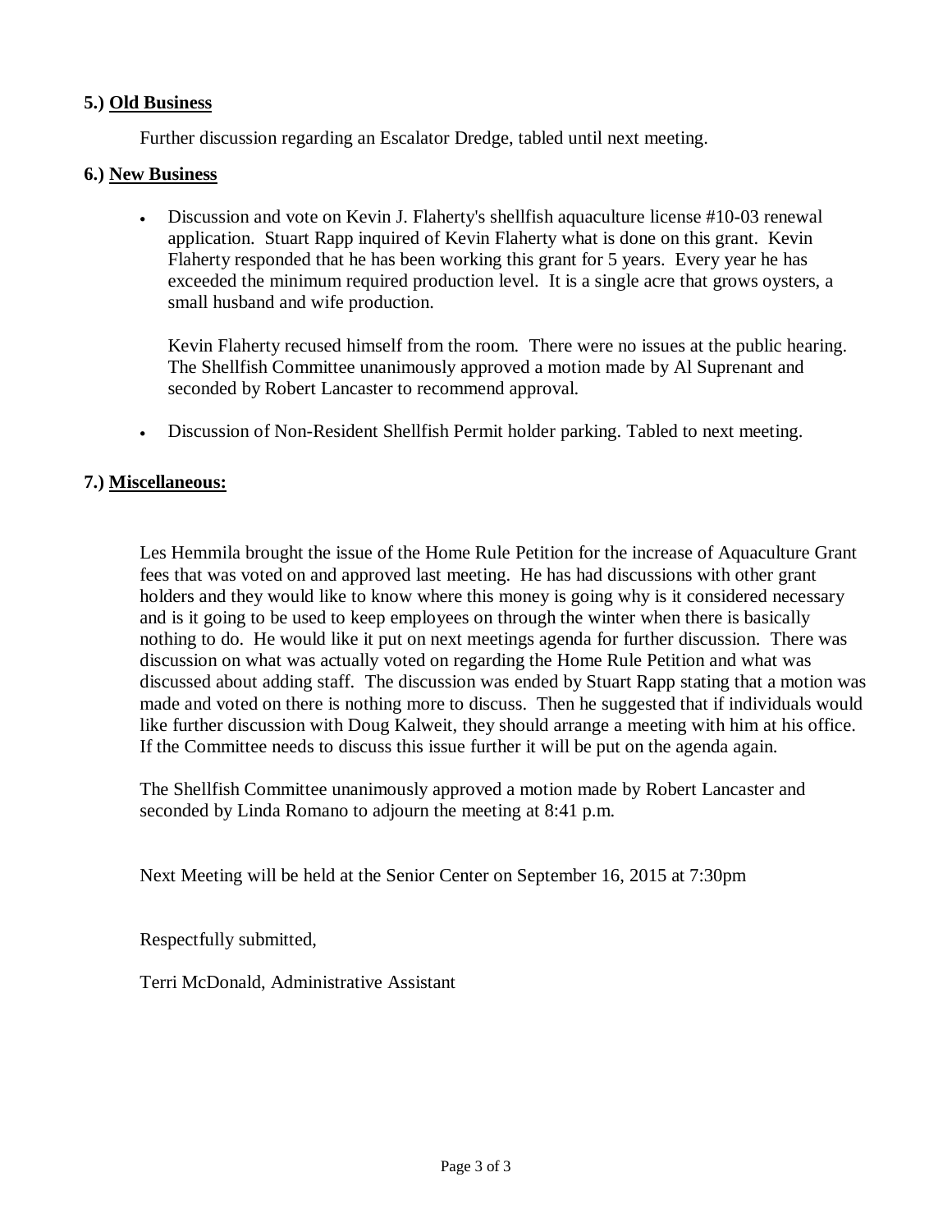**5.) Old Business**

Further discussion regarding an Escalator Dredge, tabled until next meeting.

**6.) New Business**

- Discussion and vote on Kevin J. Flaherty's shellfish aquaculture license #10-03 renewal application. Stuart Rapp inquired of Kevin Flaherty what is done on this grant. Kevin Flaherty responded that he has been working this grant for 5 years. Every year he has exceeded the minimum required production level. It is a single acre that grows oysters, a small husband and wife production.

  Kevin Flaherty recused himself from the room. There were no issues at the public hearing. The Shellfish Committee unanimously approved a motion made by Al Suprenant and seconded by Robert Lancaster to recommend approval.

- Discussion of Non-Resident Shellfish Permit holder parking. Tabled to next meeting.

**7.) Miscellaneous:**

Les Hemmila brought the issue of the Home Rule Petition for the increase of Aquaculture Grant fees that was voted on and approved last meeting. He has had discussions with other grant holders and they would like to know where this money is going why is it considered necessary and is it going to be used to keep employees on through the winter when there is basically nothing to do. He would like it put on next meetings agenda for further discussion. There was discussion on what was actually voted on regarding the Home Rule Petition and what was discussed about adding staff. The discussion was ended by Stuart Rapp stating that a motion was made and voted on there is nothing more to discuss. Then he suggested that if individuals would like further discussion with Doug Kalweit, they should arrange a meeting with him at his office. If the Committee needs to discuss this issue further it will be put on the agenda again.

The Shellfish Committee unanimously approved a motion made by Robert Lancaster and seconded by Linda Romano to adjourn the meeting at 8:41 p.m.

Next Meeting will be held at the Senior Center on September 16, 2015 at 7:30pm

Respectfully submitted,

Terri McDonald, Administrative Assistant